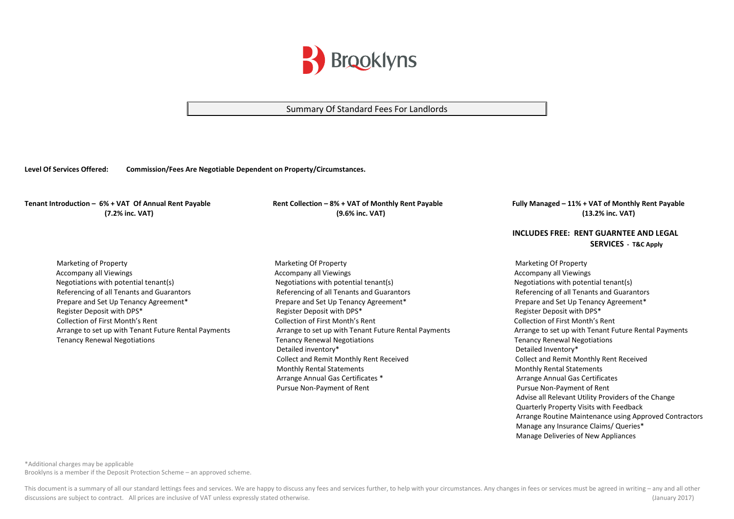Brooklyns

# Summary Of Standard Fees For Landlords

**Level Of Services Offered:** **Commission/Fees Are Negotiable Dependent on Property/Circumstances.**

## Tenant Introduction – 6% + VAT Of Annual Rent Payable (7.2% inc. VAT)

- Marketing of Property
- Accompany all Viewings
- Negotiations with potential tenant(s)
- Referencing of all Tenants and Guarantors
- Prepare and Set Up Tenancy Agreement*
- Register Deposit with DPS*
- Collection of First Month's Rent
- Arrange to set up with Tenant Future Rental Payments
- Tenancy Renewal Negotiations

## Rent Collection – 8% + VAT of Monthly Rent Payable (9.6% inc. VAT)

- Marketing Of Property
- Accompany all Viewings
- Negotiations with potential tenant(s)
- Referencing of all Tenants and Guarantors
- Prepare and Set Up Tenancy Agreement*
- Register Deposit with DPS*
- Collection of First Month's Rent
- Arrange to set up with Tenant Future Rental Payments
- Tenancy Renewal Negotiations
- Detailed inventory*
- Collect and Remit Monthly Rent Received
- Monthly Rental Statements
- Arrange Annual Gas Certificates *
- Pursue Non-Payment of Rent

## Fully Managed – 11% + VAT of Monthly Rent Payable (13.2% inc. VAT)

**INCLUDES FREE: RENT GUARNTEE AND LEGAL SERVICES - T&C Apply**

- Marketing Of Property
- Accompany all Viewings
- Negotiations with potential tenant(s)
- Referencing of all Tenants and Guarantors
- Prepare and Set Up Tenancy Agreement*
- Register Deposit with DPS*
- Collection of First Month's Rent
- Arrange to set up with Tenant Future Rental Payments
- Tenancy Renewal Negotiations
- Detailed Inventory*
- Collect and Remit Monthly Rent Received
- Monthly Rental Statements
- Arrange Annual Gas Certificates
- Pursue Non-Payment of Rent
- Advise all Relevant Utility Providers of the Change
- Quarterly Property Visits with Feedback
- Arrange Routine Maintenance using Approved Contractors
- Manage any Insurance Claims/ Queries*
- Manage Deliveries of New Appliances

*Additional charges may be applicable

Brooklyns is a member if the Deposit Protection Scheme – an approved scheme.

This document is a summary of all our standard lettings fees and services. We are happy to discuss any fees and services further, to help with your circumstances. Any changes in fees or services must be agreed in writing – any and all other discussions are subject to contract. All prices are inclusive of VAT unless expressly stated otherwise. (January 2017)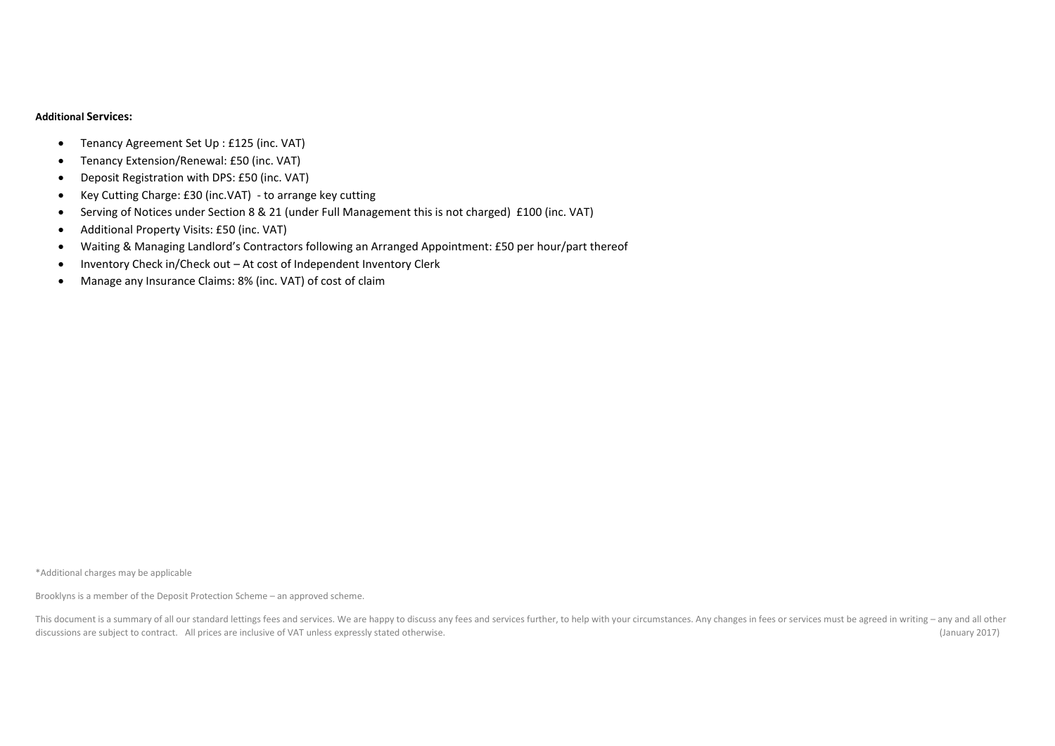**Additional Services:**

- Tenancy Agreement Set Up : £125 (inc. VAT)
- Tenancy Extension/Renewal: £50 (inc. VAT)
- Deposit Registration with DPS: £50 (inc. VAT)
- Key Cutting Charge: £30 (inc.VAT) - to arrange key cutting
- Serving of Notices under Section 8 & 21 (under Full Management this is not charged) £100 (inc. VAT)
- Additional Property Visits: £50 (inc. VAT)
- Waiting & Managing Landlord's Contractors following an Arranged Appointment: £50 per hour/part thereof
- Inventory Check in/Check out – At cost of Independent Inventory Clerk
- Manage any Insurance Claims: 8% (inc. VAT) of cost of claim

*Additional charges may be applicable

Brooklyns is a member of the Deposit Protection Scheme – an approved scheme.

This document is a summary of all our standard lettings fees and services. We are happy to discuss any fees and services further, to help with your circumstances. Any changes in fees or services must be agreed in writing – any and all other discussions are subject to contract. All prices are inclusive of VAT unless expressly stated otherwise. (January 2017)